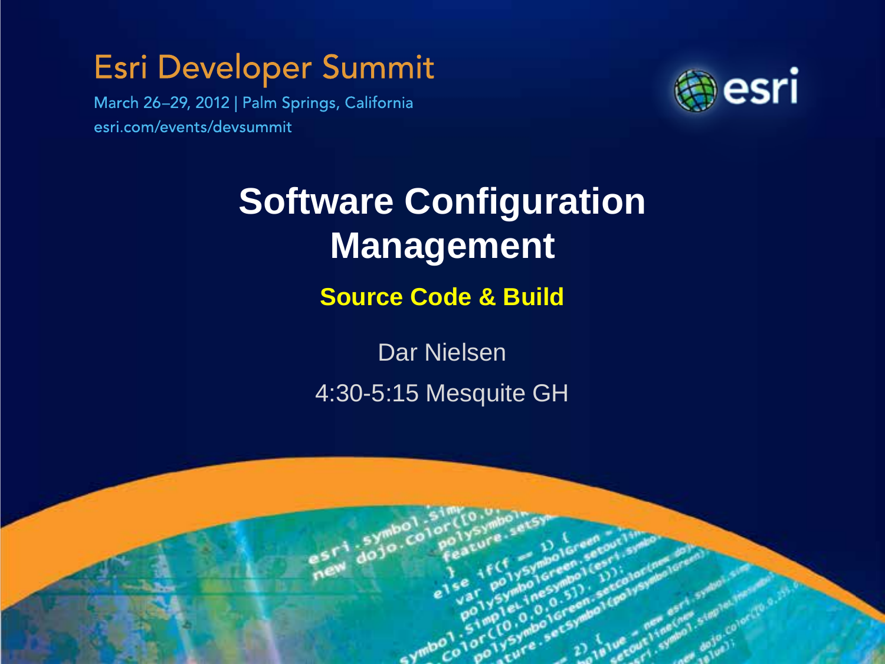Esri Developer Summit

March 26–29, 2012 | Palm Springs, California

esri.com/events/devsummit

# Software Configuration Management

## Source Code & Build

Dar Nielsen

4:30-5:15 Mesquite GH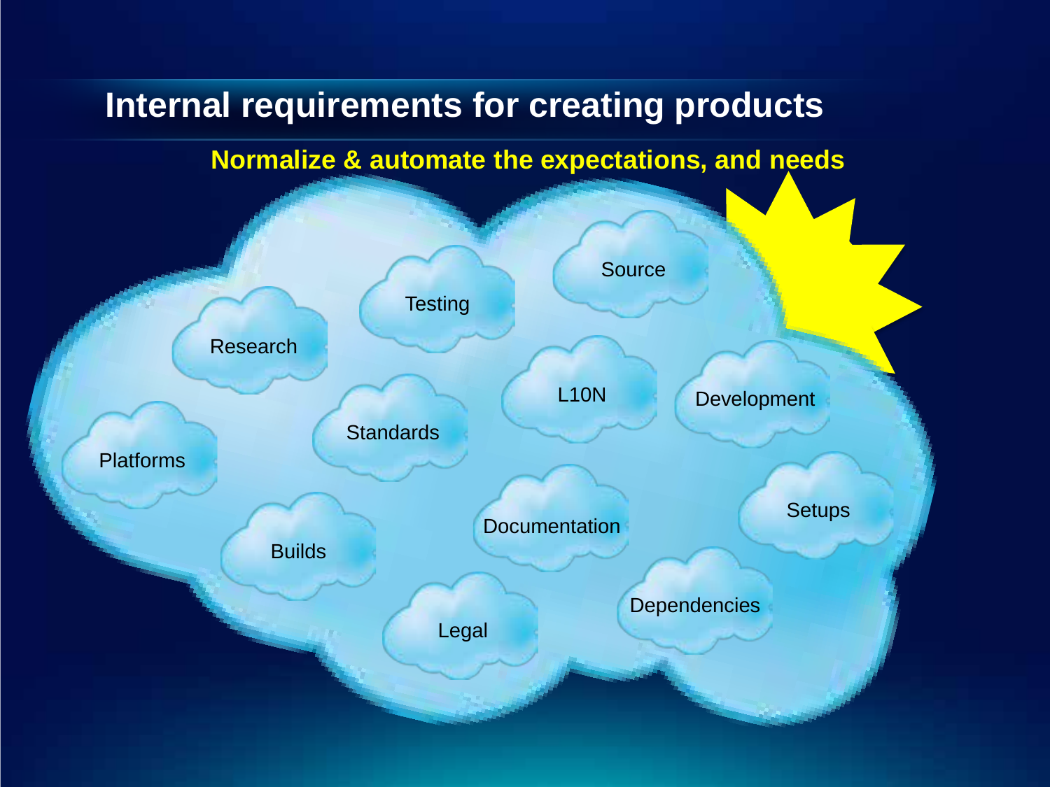# Internal requirements for creating products

**Normalize & automate the expectations, and needs**

- Testing
- Source
- Research
- Standards
- L10N
- Development
- Platforms
- Builds
- Documentation
- Setups
- Legal
- Dependencies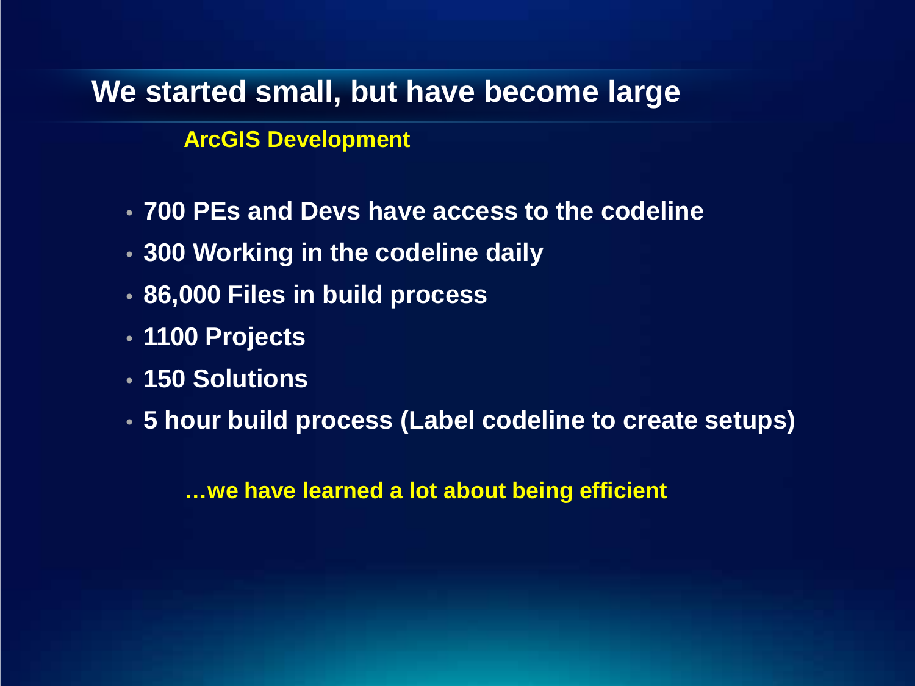# We started small, but have become large

**ArcGIS Development**

- **700 PEs and Devs have access to the codeline**
- **300 Working in the codeline daily**
- **86,000 Files in build process**
- **1100 Projects**
- **150 Solutions**
- **5 hour build process (Label codeline to create setups)**

**…we have learned a lot about being efficient**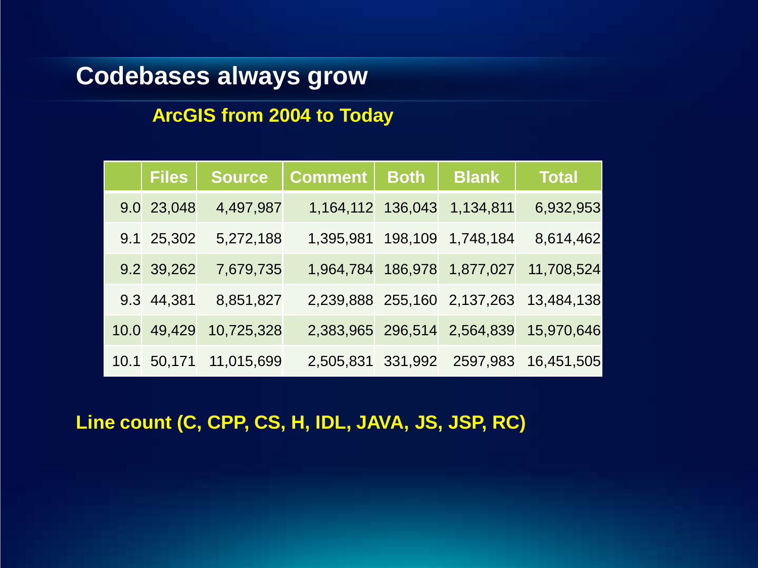# Codebases always grow

## ArcGIS from 2004 to Today

| | Files | Source | Comment | Both | Blank | Total |
|---|---|---|---|---|---|---|
| 9.0 | 23,048 | 4,497,987 | 1,164,112 | 136,043 | 1,134,811 | 6,932,953 |
| 9.1 | 25,302 | 5,272,188 | 1,395,981 | 198,109 | 1,748,184 | 8,614,462 |
| 9.2 | 39,262 | 7,679,735 | 1,964,784 | 186,978 | 1,877,027 | 11,708,524 |
| 9.3 | 44,381 | 8,851,827 | 2,239,888 | 255,160 | 2,137,263 | 13,484,138 |
| 10.0 | 49,429 | 10,725,328 | 2,383,965 | 296,514 | 2,564,839 | 15,970,646 |
| 10.1 | 50,171 | 11,015,699 | 2,505,831 | 331,992 | 2597,983 | 16,451,505 |

**Line count (C, CPP, CS, H, IDL, JAVA, JS, JSP, RC)**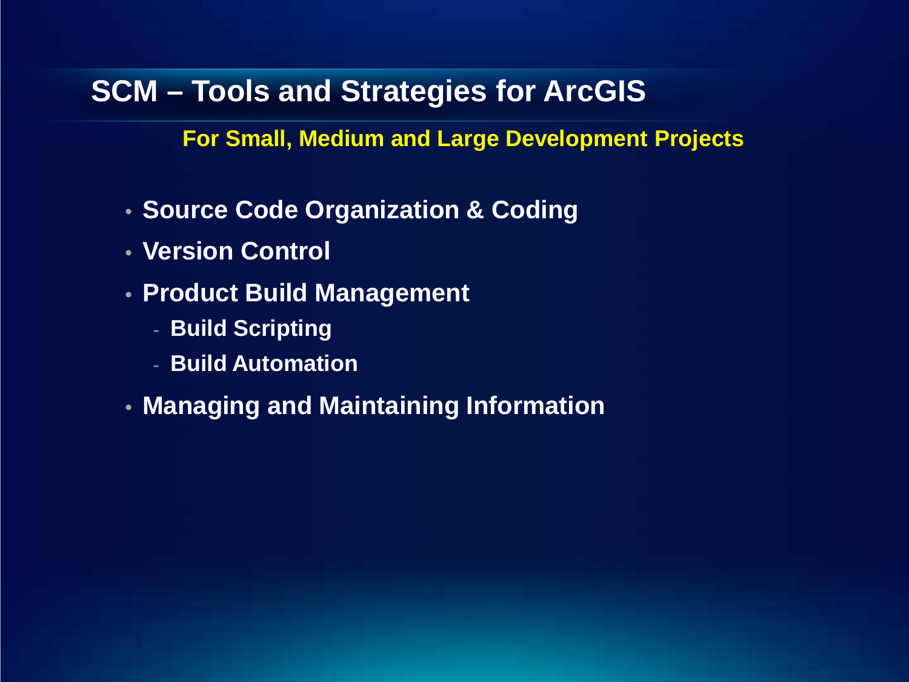## SCM – Tools and Strategies for ArcGIS

**For Small, Medium and Large Development Projects**

- **Source Code Organization & Coding**
- **Version Control**
- **Product Build Management**
  - **Build Scripting**
  - **Build Automation**
- **Managing and Maintaining Information**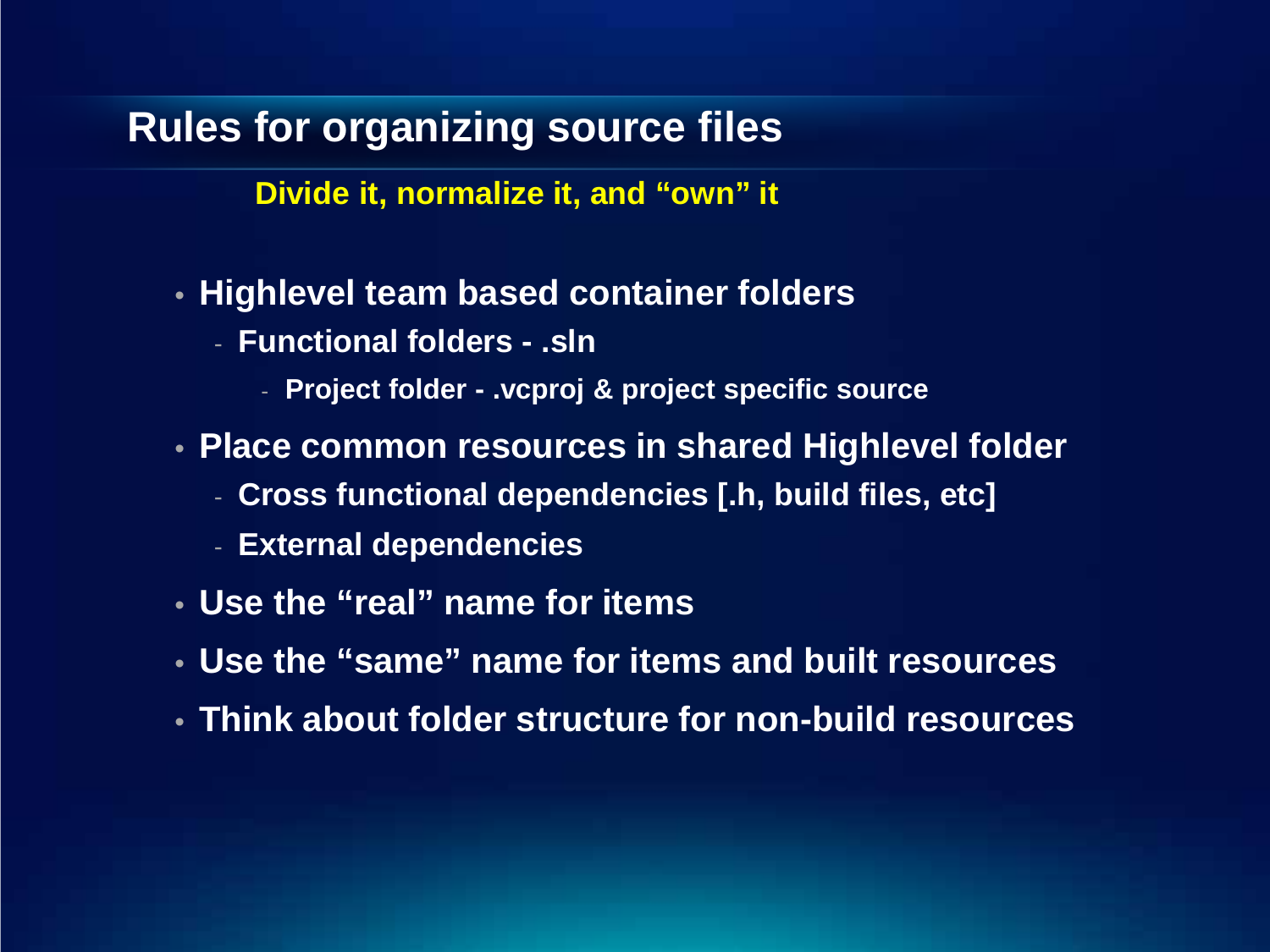# Rules for organizing source files

**Divide it, normalize it, and "own" it**

- **Highlevel team based container folders**
  - **Functional folders - .sln**
    - **Project folder - .vcproj & project specific source**
- **Place common resources in shared Highlevel folder**
  - **Cross functional dependencies [.h, build files, etc]**
  - **External dependencies**
- **Use the "real" name for items**
- **Use the "same" name for items and built resources**
- **Think about folder structure for non-build resources**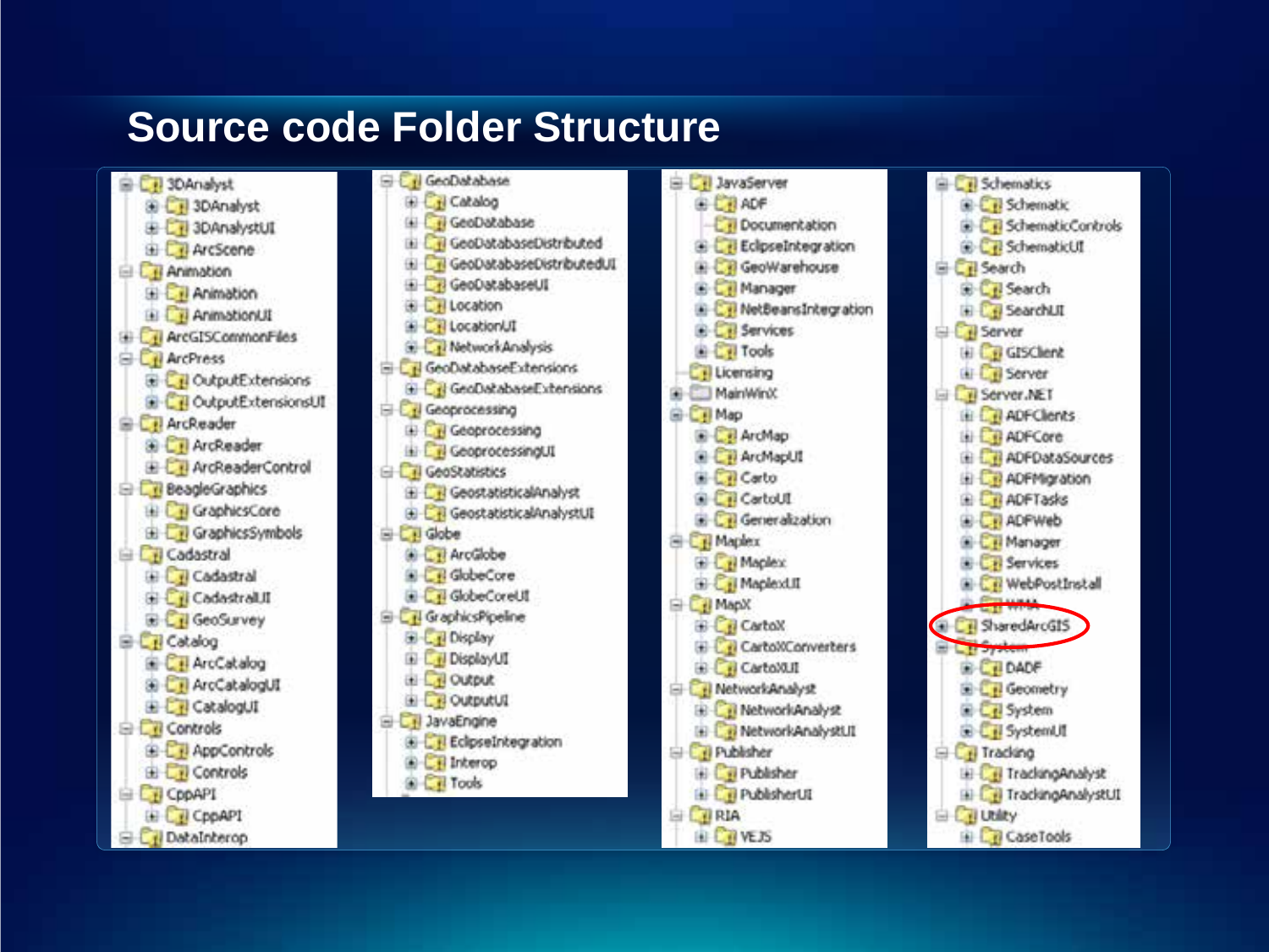# Source code Folder Structure

- 3DAnalyst
  - 3DAnalyst
  - 3DAnalystUI
  - ArcScene
- Animation
  - Animation
  - AnimationUI
- ArcGISCommonFiles
- ArcPress
  - OutputExtensions
  - OutputExtensionsUI
- ArcReader
  - ArcReader
  - ArcReaderControl
- BeagleGraphics
  - GraphicsCore
  - GraphicsSymbols
- Cadastral
  - Cadastral
  - CadastralUI
  - GeoSurvey
- Catalog
  - ArcCatalog
  - ArcCatalogUI
  - CatalogUI
- Controls
  - AppControls
  - Controls
- CppAPI
  - CppAPI
- DataInterop

- GeoDatabase
  - Catalog
  - GeoDatabase
  - GeoDatabaseDistributed
  - GeoDatabaseDistributedUI
  - GeoDatabaseUI
  - Location
  - LocationUI
  - NetworkAnalysis
- GeoDatabaseExtensions
  - GeoDatabaseExtensions
- Geoprocessing
  - Geoprocessing
  - GeoprocessingUI
- GeoStatistics
  - GeostatisticalAnalyst
  - GeostatisticalAnalystUI
- Globe
  - ArcGlobe
  - GlobeCore
  - GlobeCoreUI
- GraphicsPipeline
  - Display
  - DisplayUI
  - Output
  - OutputUI
- JavaEngine
  - EclipseIntegration
  - Interop
  - Tools

- JavaServer
  - ADF
  - Documentation
  - EclipseIntegration
  - GeoWarehouse
  - Manager
  - NetBeansIntegration
  - Services
  - Tools
- Licensing
- MainWinX
- Map
  - ArcMap
  - ArcMapUI
  - Carto
  - CartoUI
  - Generalization
- Maplex
  - Maplex
  - MaplexUI
- MapX
  - CartoX
  - CartoXConverters
  - CartoXUI
- NetworkAnalyst
  - NetworkAnalyst
  - NetworkAnalystUI
- Publisher
  - Publisher
  - PublisherUI
- RIA
  - VEJS

- Schematics
  - Schematic
  - SchematicControls
  - SchematicUI
- Search
  - Search
  - SearchUI
- Server
  - GISClient
  - Server
- Server.NET
  - ADFClients
  - ADFCore
  - ADFDataSources
  - ADFMigration
  - ADFTasks
  - ADFWeb
  - Manager
  - Services
  - WebPostInstall
  - WMA
- SharedArcGIS
- System
  - DADF
  - Geometry
  - System
  - SystemUI
- Tracking
  - TrackingAnalyst
  - TrackingAnalystUI
- Utility
  - CaseTools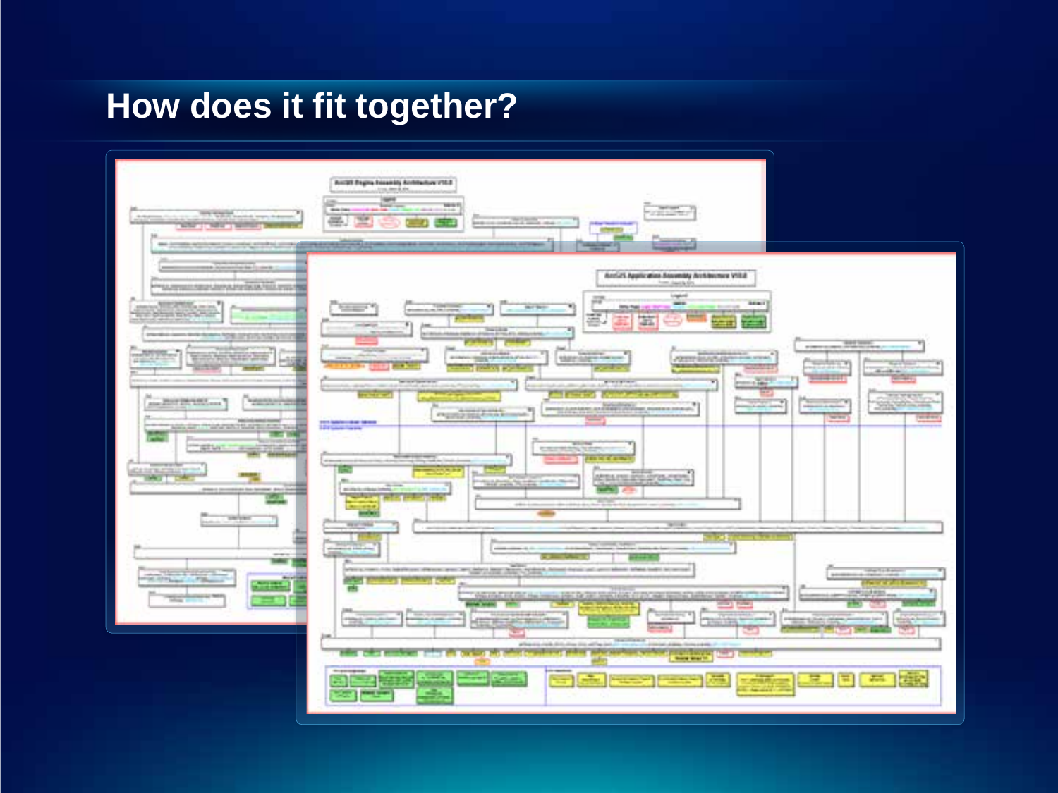# How does it fit together?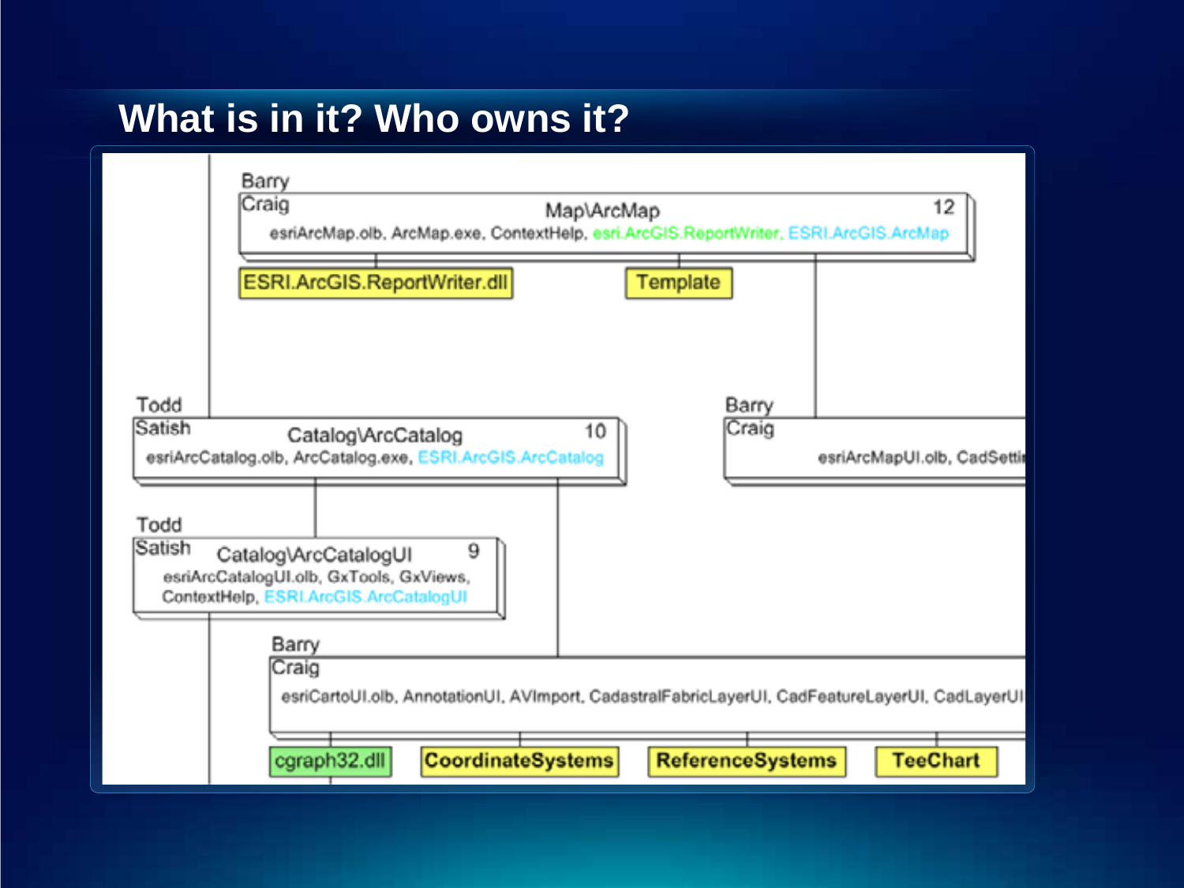## What is in it? Who owns it?

Barry
Craig
Map\ArcMap 12
esriArcMap.olb, ArcMap.exe, ContextHelp, esri.ArcGIS.ReportWriter, ESRI.ArcGIS.ArcMap

ESRI.ArcGIS.ReportWriter.dll

Template

Todd
Satish
Catalog\ArcCatalog 10
esriArcCatalog.olb, ArcCatalog.exe, ESRI.ArcGIS.ArcCatalog

Barry
Craig
esriArcMapUI.olb, CadSetti

Todd
Satish
Catalog\ArcCatalogUI 9
esriArcCatalogUI.olb, GxTools, GxViews, ContextHelp, ESRI.ArcGIS.ArcCatalogUI

Barry
Craig
esriCartoUI.olb, AnnotationUI, AVImport, CadastralFabricLayerUI, CadFeatureLayerUI, CadLayerUI

cgraph32.dll

CoordinateSystems

ReferenceSystems

TeeChart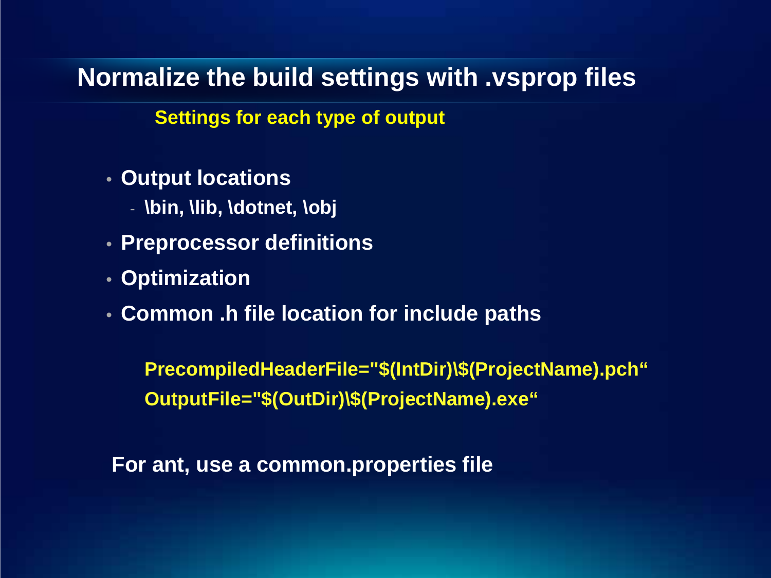# Normalize the build settings with .vsprop files

**Settings for each type of output**

- **Output locations**
  - **\bin, \lib, \dotnet, \obj**
- **Preprocessor definitions**
- **Optimization**
- **Common .h file location for include paths**

**PrecompiledHeaderFile="$(IntDir)\$(ProjectName).pch“**

**OutputFile="$(OutDir)\$(ProjectName).exe“**

**For ant, use a common.properties file**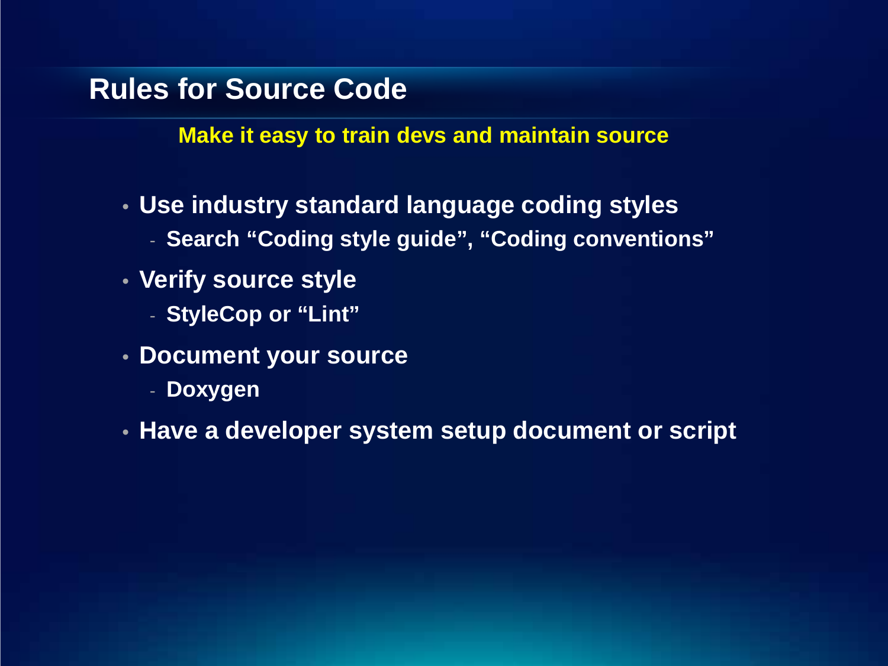# Rules for Source Code

**Make it easy to train devs and maintain source**

- **Use industry standard language coding styles**
  - **Search "Coding style guide", "Coding conventions"**
- **Verify source style**
  - **StyleCop or "Lint"**
- **Document your source**
  - **Doxygen**
- **Have a developer system setup document or script**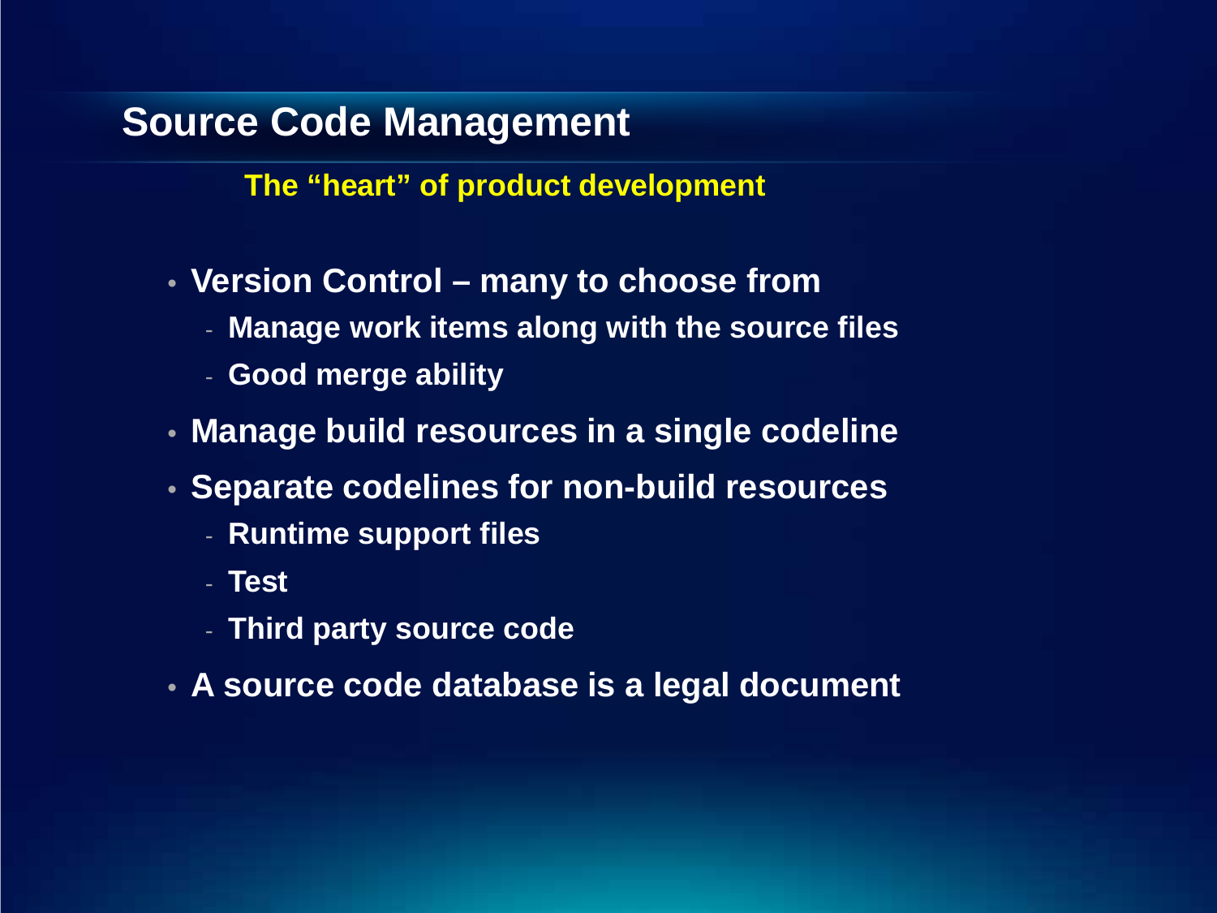# Source Code Management

**The “heart” of product development**

- **Version Control – many to choose from**
  - **Manage work items along with the source files**
  - **Good merge ability**
- **Manage build resources in a single codeline**
- **Separate codelines for non-build resources**
  - **Runtime support files**
  - **Test**
  - **Third party source code**
- **A source code database is a legal document**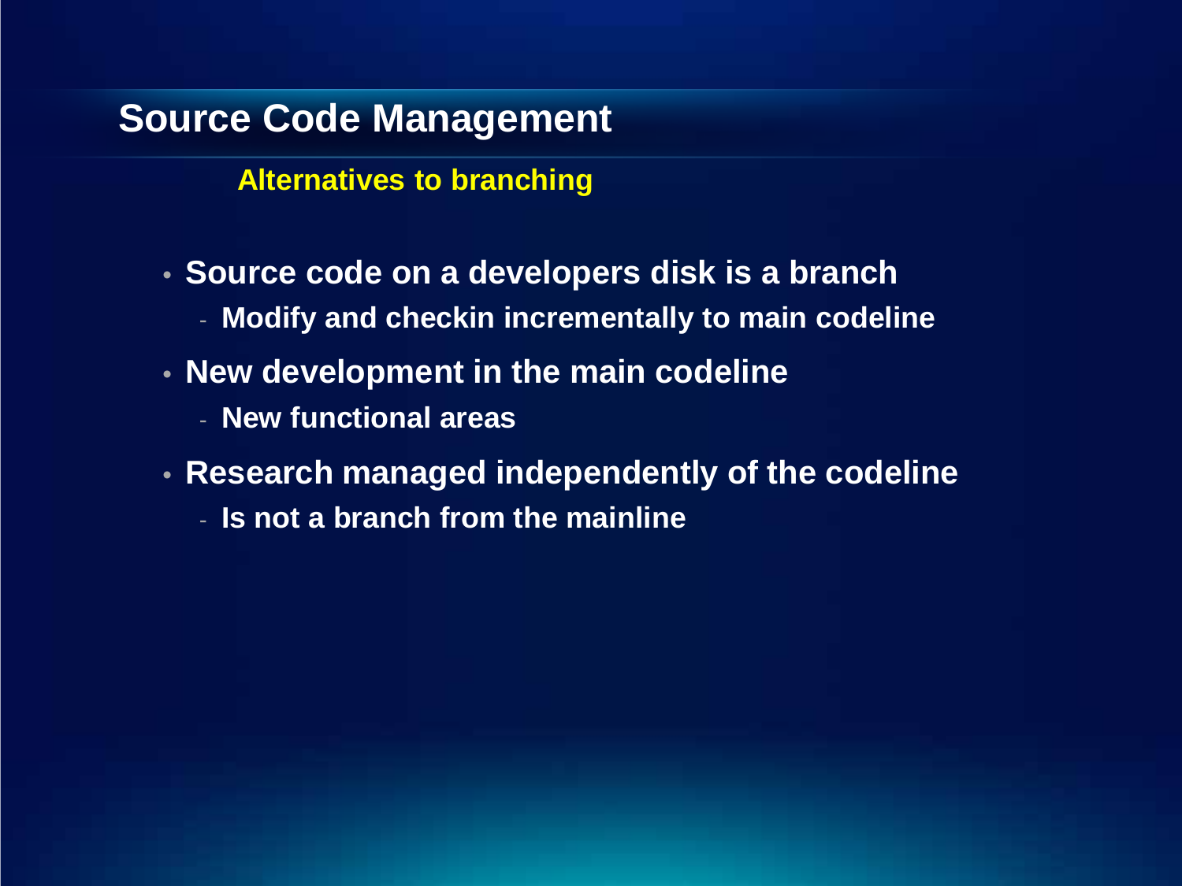# Source Code Management

## Alternatives to branching

- **Source code on a developers disk is a branch**
  - **Modify and checkin incrementally to main codeline**
- **New development in the main codeline**
  - **New functional areas**
- **Research managed independently of the codeline**
  - **Is not a branch from the mainline**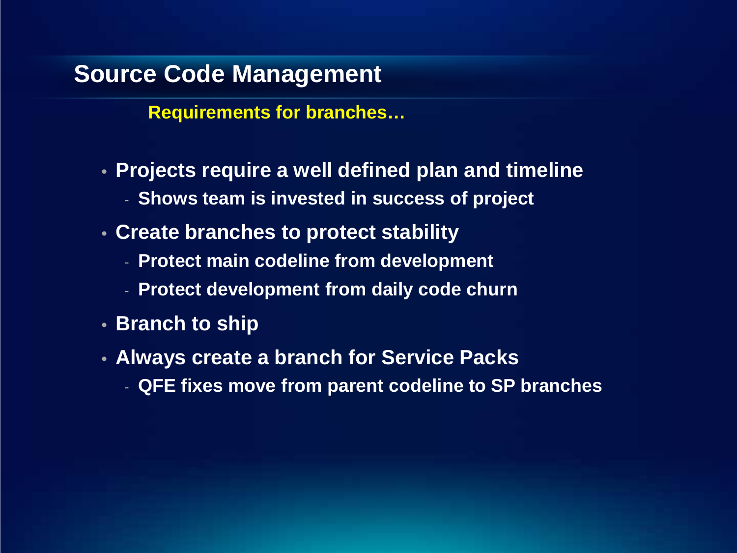# Source Code Management

**Requirements for branches…**

- **Projects require a well defined plan and timeline**
  - **Shows team is invested in success of project**
- **Create branches to protect stability**
  - **Protect main codeline from development**
  - **Protect development from daily code churn**
- **Branch to ship**
- **Always create a branch for Service Packs**
  - **QFE fixes move from parent codeline to SP branches**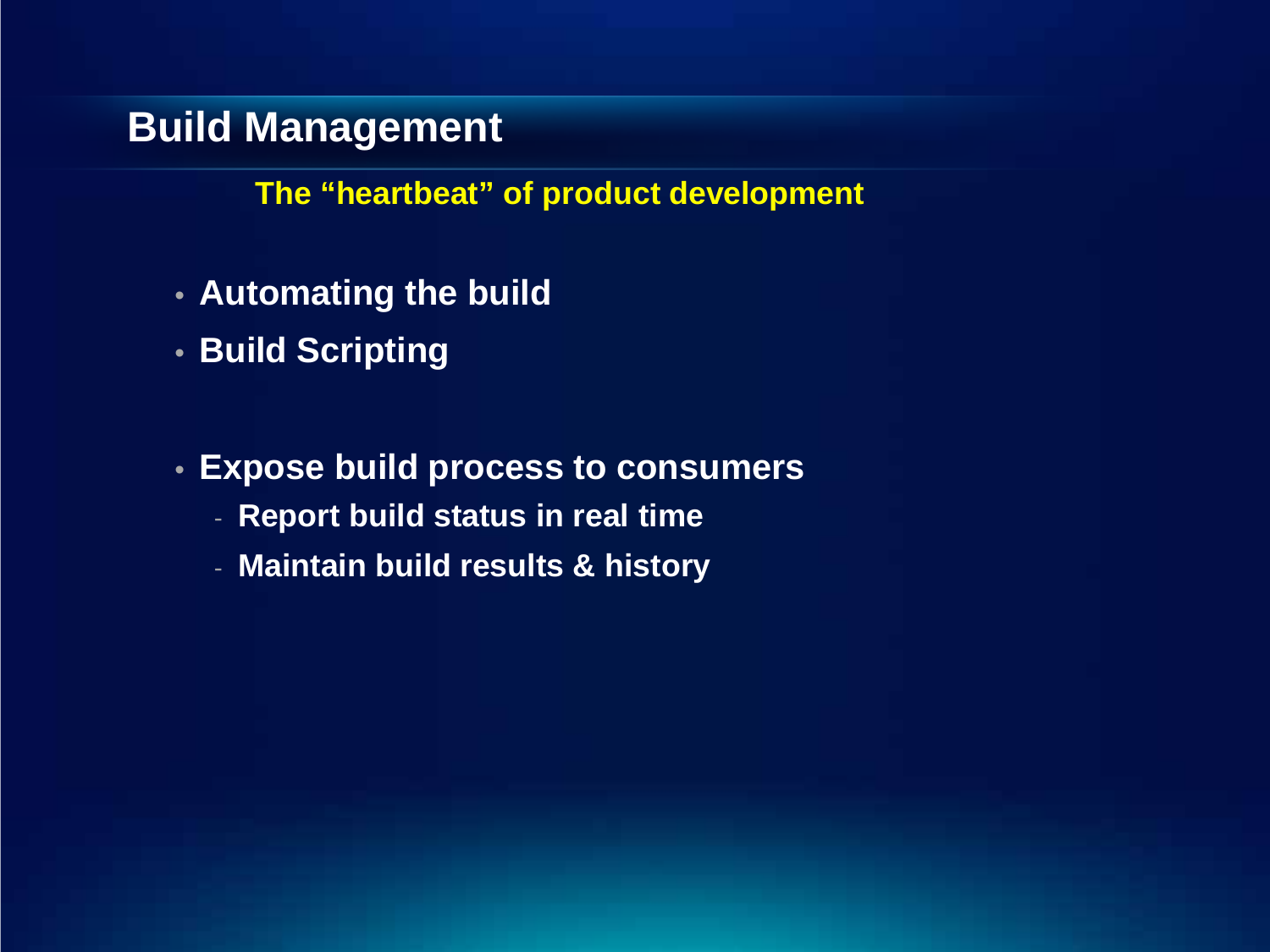# Build Management

**The "heartbeat" of product development**

- **Automating the build**
- **Build Scripting**

- **Expose build process to consumers**
  - **Report build status in real time**
  - **Maintain build results & history**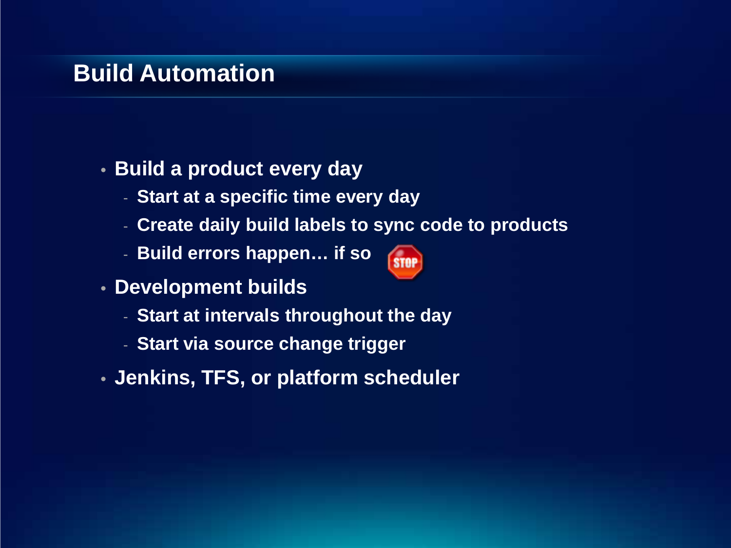## Build Automation

- Build a product every day
  - Start at a specific time every day
  - Create daily build labels to sync code to products
  - Build errors happen… if so STOP
- Development builds
  - Start at intervals throughout the day
  - Start via source change trigger
- Jenkins, TFS, or platform scheduler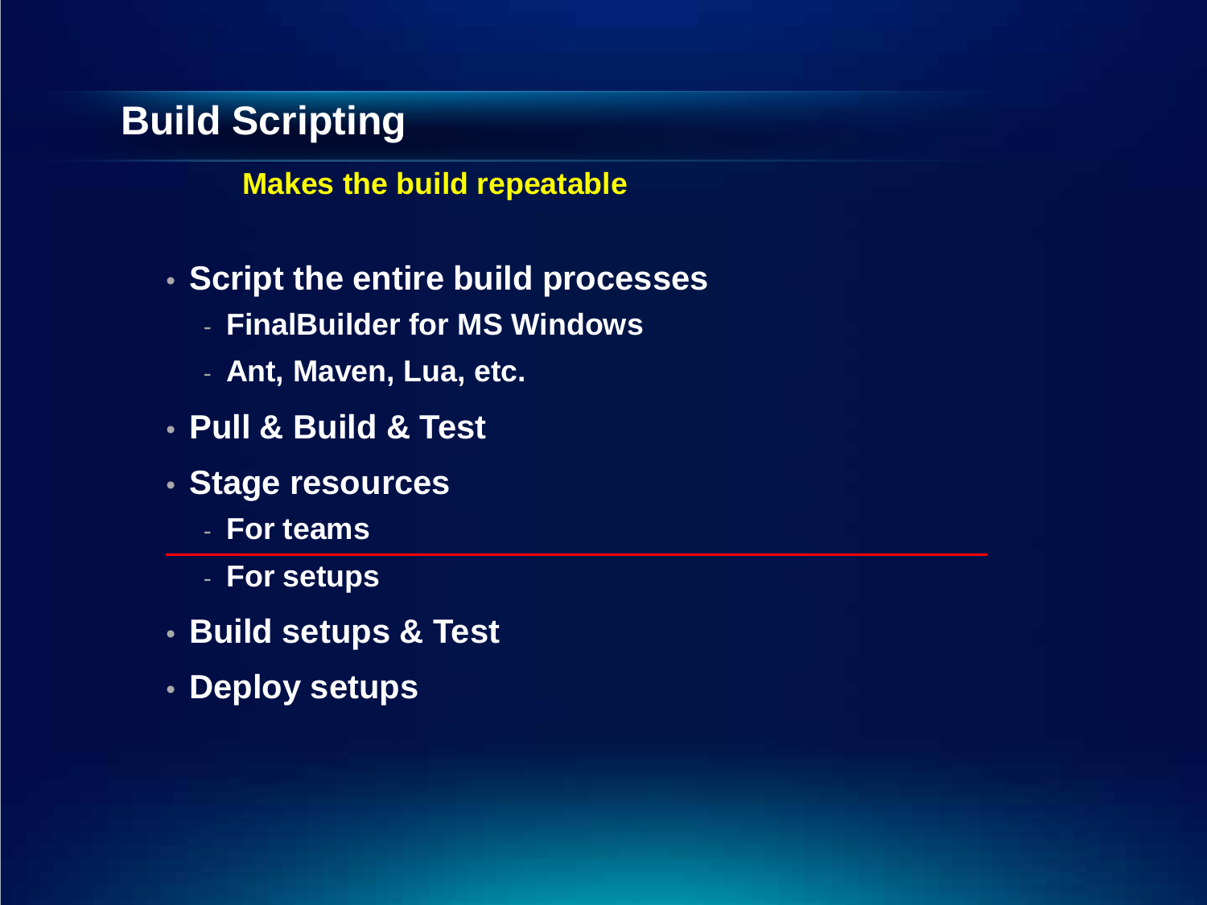# Build Scripting

**Makes the build repeatable**

- **Script the entire build processes**
  - **FinalBuilder for MS Windows**
  - **Ant, Maven, Lua, etc.**
- **Pull & Build & Test**
- **Stage resources**
  - **For teams**
  - **For setups**
- **Build setups & Test**
- **Deploy setups**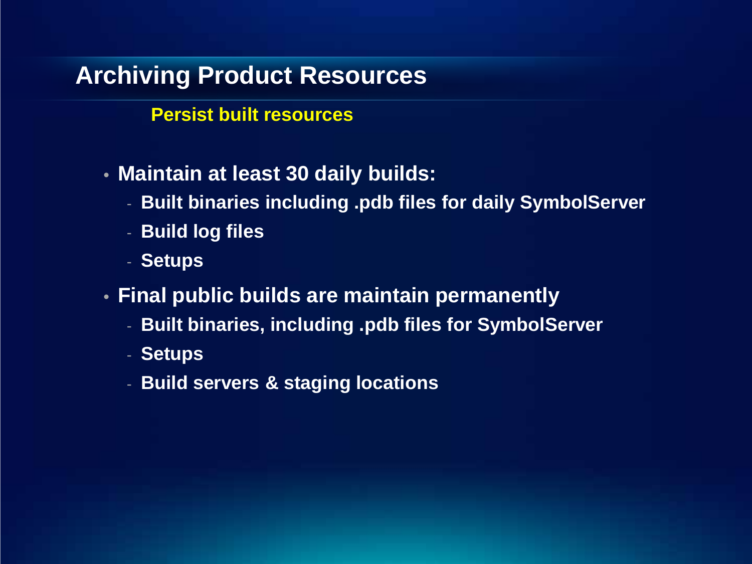# Archiving Product Resources

**Persist built resources**

- **Maintain at least 30 daily builds:**
  - **Built binaries including .pdb files for daily SymbolServer**
  - **Build log files**
  - **Setups**
- **Final public builds are maintain permanently**
  - **Built binaries, including .pdb files for SymbolServer**
  - **Setups**
  - **Build servers & staging locations**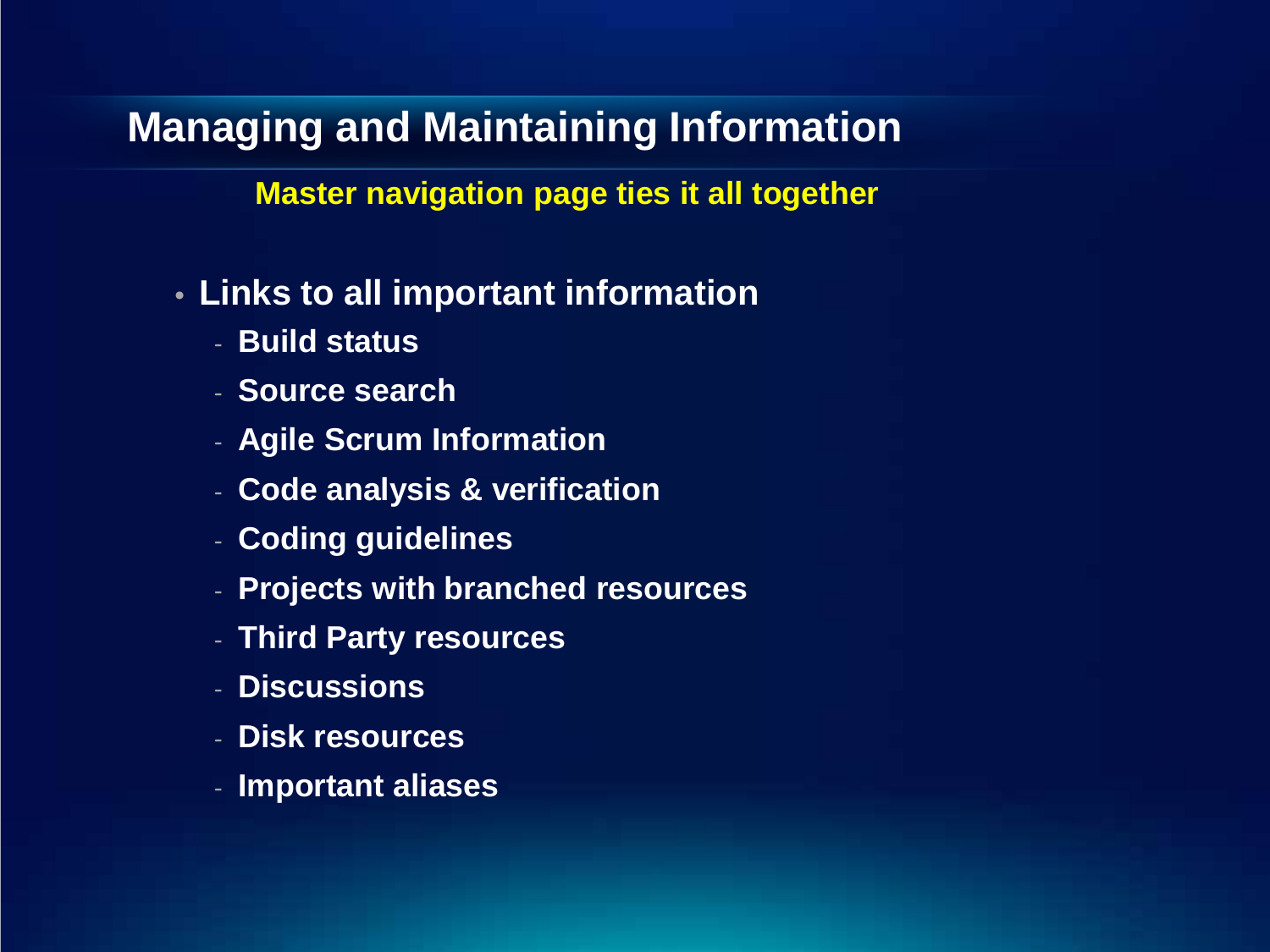# Managing and Maintaining Information

**Master navigation page ties it all together**

- **Links to all important information**
  - **Build status**
  - **Source search**
  - **Agile Scrum Information**
  - **Code analysis & verification**
  - **Coding guidelines**
  - **Projects with branched resources**
  - **Third Party resources**
  - **Discussions**
  - **Disk resources**
  - **Important aliases**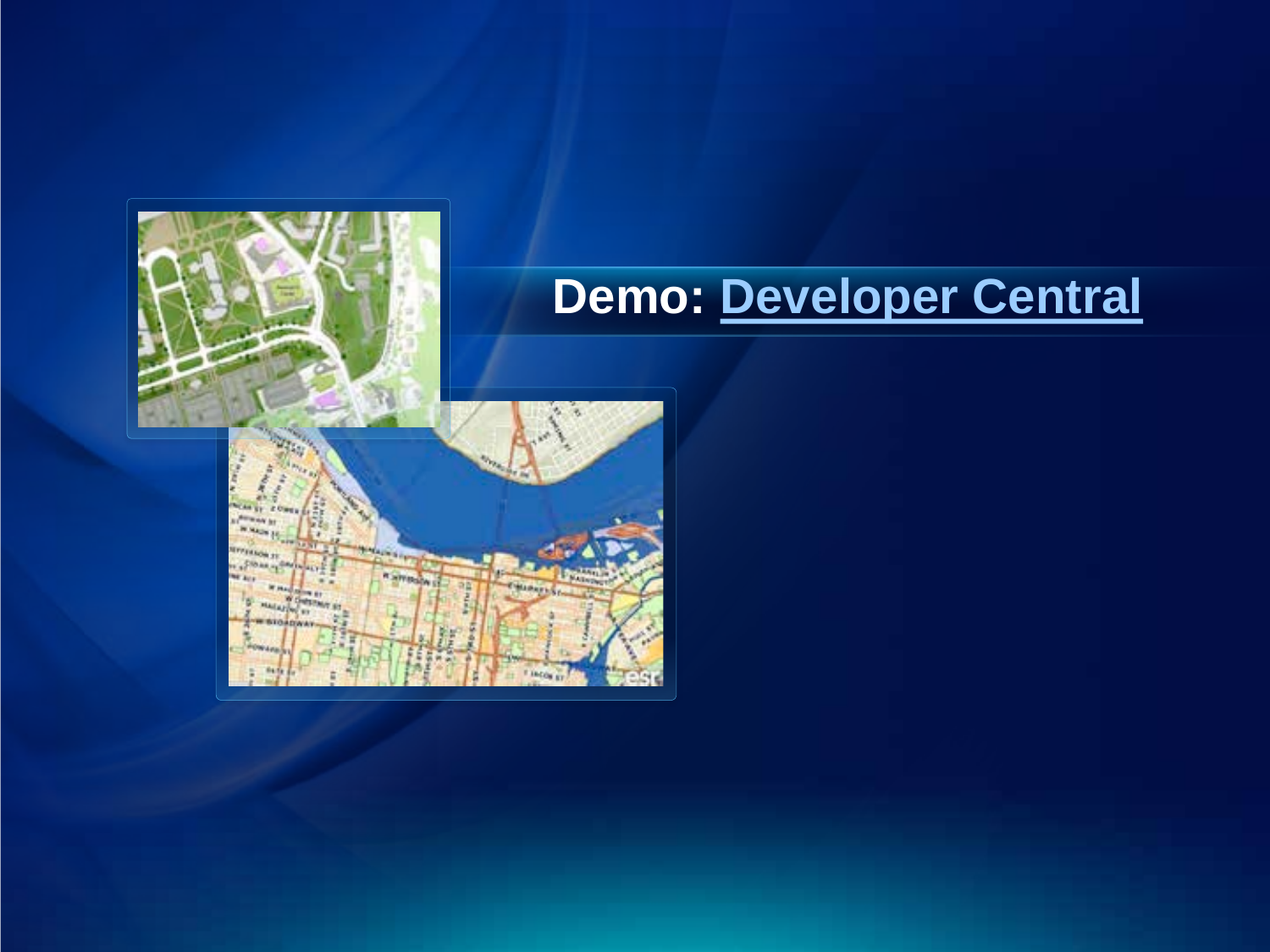# Demo: Developer Central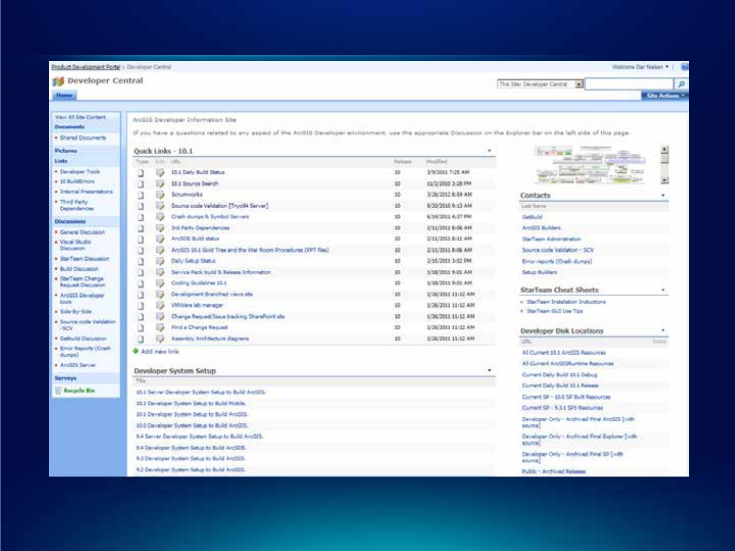Product Development Portal > Developer Central

Welcome Dar Nielsen

# Developer Central

Home

This Site: Developer Central

Site Actions

- View All Site Content
- **Documents**
  - Shared Documents
- **Pictures**
- **Lists**
  - Developer Tools
  - 10 BuildErrors
  - Internal Presentations
  - Third Party Dependencies
- **Discussions**
  - General Discussion
  - Visual Studio Discussion
  - StarTeam Discussion
  - Build Discussion
  - StarTeam Change Request Discussion
  - ArcGIS Developer tools
  - Side-By-Side
  - Source code Validation -SCV
  - Getbuild Discussion
  - Error Reports (Crash dumps)
  - ArcGIS Server
- **Surveys**
- Recycle Bin

ArcGIS Developer Information Site

If you have a questions related to any aspect of the ArcGIS Developer environment, use the appropriate Discussion on the Explorer bar on the left side of this page.

## Quick Links - 10.1

| Type | Edit | URL | Release | Modified |
|---|---|---|---|---|
| | | 10.1 Daily Build Status | 10 | 3/9/2011 7:25 AM |
| | | 10.1 Source Search | 10 | 11/2/2010 2:28 PM |
| | | Scrumworks | 10 | 3/26/2012 8:59 AM |
| | | Source code Validation [Tryck4 Server] | 10 | 9/20/2010 9:13 AM |
| | | Crash dumps & Symbol Servers | 10 | 6/14/2011 4:37 PM |
| | | 3rd Party Dependencies | 10 | 2/11/2011 8:06 AM |
| | | ArcSDE Build status | 10 | 2/11/2011 8:11 AM |
| | | ArcGIS 10.1 Gold Tree and the War Room Procedures (PPT files) | 10 | 2/11/2011 8:06 AM |
| | | Daily Setup Status | 10 | 2/16/2011 3:02 PM |
| | | Service Pack build & Release Information | 10 | 1/18/2011 9:01 AM |
| | | Coding Guidelines 10.1 | 10 | 1/18/2011 9:01 AM |
| | | Development Branched views site | 10 | 1/26/2011 11:12 AM |
| | | VMWare lab manager | 10 | 1/26/2011 11:12 AM |
| | | Change Request/Issue tracking SharePoint site | 10 | 1/26/2011 11:12 AM |
| | | Find a Change Request | 10 | 1/26/2011 11:12 AM |
| | | Assembly Architecture diagrams | 10 | 1/26/2011 11:12 AM |

Add new link

## Developer System Setup

| Title |
|---|
| 10.1 Server Developer System Setup to Build ArcGIS. |
| 10.1 Developer System Setup to Build Mobile. |
| 10.1 Developer System Setup to Build ArcGIS. |
| 10.0 Developer System Setup to Build ArcGIS. |
| 9.4 Server Developer System Setup to Build ArcGIS. |
| 9.4 Developer System Setup to Build ArcSDE. |
| 9.3 Developer System Setup to Build ArcGIS. |
| 9.2 Developer System Setup to Build ArcGIS. |

## Contacts

| Last Name |
|---|
| GetBuild |
| ArcGIS Builders |
| StarTeam Administration |
| Source code Validation - SCV |
| Error reports (Crash dumps) |
| Setup Builders |

## StarTeam Cheat Sheets

- StarTeam Installation Instructions
- StarTeam GUI Use Tips

## Developer Disk Locations

| URL | Notes |
|---|---|
| All Current 10.1 ArcGIS Resources | |
| All Current ArcGISRuntime Resources | |
| Current Daily Build 10.1 Debug | |
| Current Daily Build 10.1 Release | |
| Current SP - 10.0 SP Built Resources | |
| Current SP - 9.3.1 SP1 Resources | |
| Developer Only - Archived Final ArcGIS [with source] | |
| Developer Only - Archived Final Explorer [with source] | |
| Developer Only - Archived Final SP [with source] | |
| Public - Archived Releases | |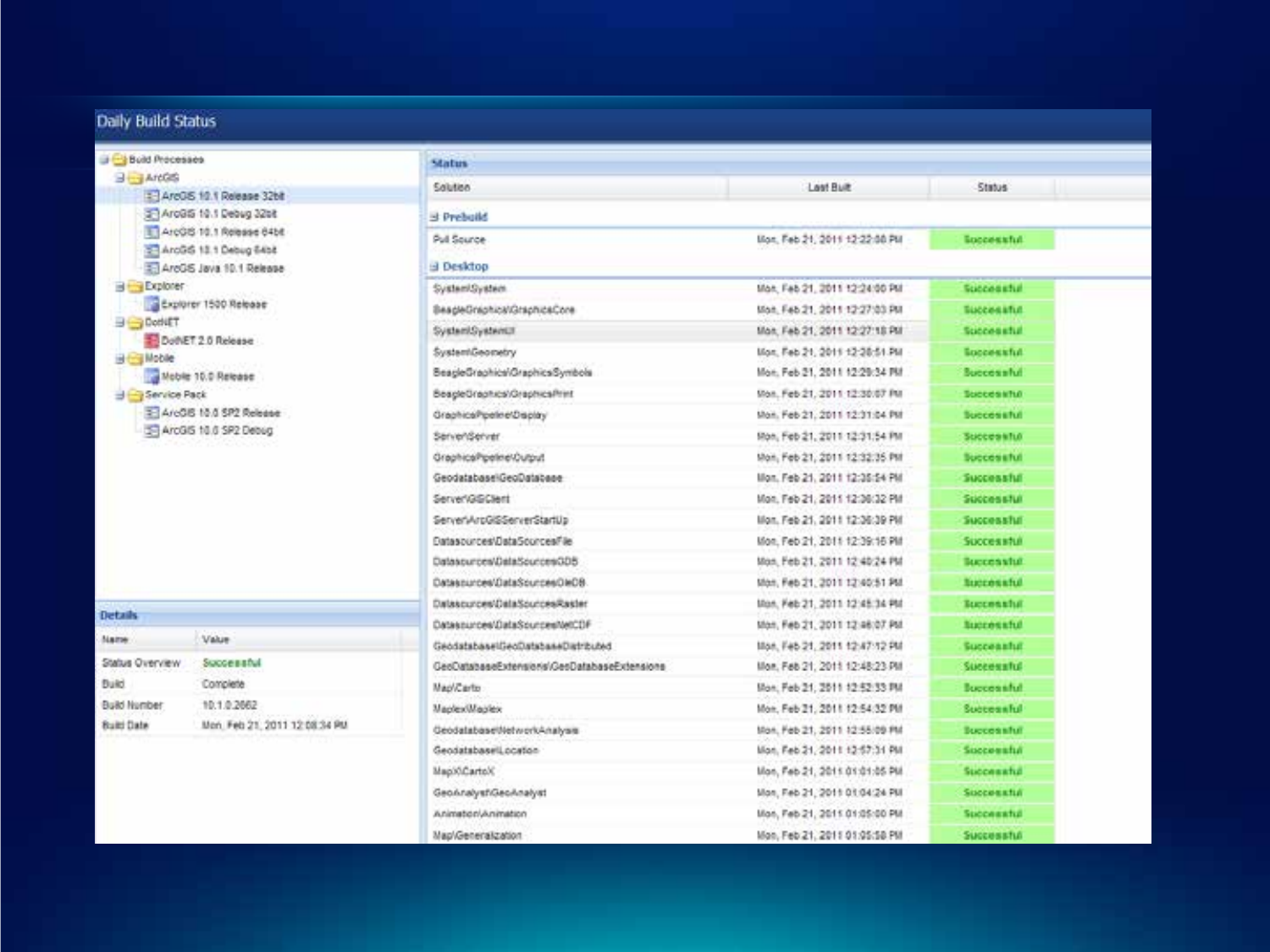## Daily Build Status

- Build Processes
  - ArcGIS
    - ArcGIS 10.1 Release 32bit
    - ArcGIS 10.1 Debug 32bit
    - ArcGIS 10.1 Release 64bit
    - ArcGIS 10.1 Debug 64bit
    - ArcGIS Java 10.1 Release
  - Explorer
    - Explorer 1500 Release
  - DotNET
    - DotNET 2.0 Release
  - Mobile
    - Mobile 10.0 Release
  - Service Pack
    - ArcGIS 10.0 SP2 Release
    - ArcGIS 10.0 SP2 Debug

**Details**

| Name | Value |
|---|---|
| Status Overview | Successful |
| Build | Complete |
| Build Number | 10.1.0.2662 |
| Build Date | Mon, Feb 21, 2011 12:08:34 PM |

**Status**

| Solution | Last Built | Status |
|---|---|---|
| **Prebuild** | | |
| Pull Source | Mon, Feb 21, 2011 12:22:08 PM | Successful |
| **Desktop** | | |
| System\System | Mon, Feb 21, 2011 12:24:00 PM | Successful |
| BeagleGraphics\GraphicsCore | Mon, Feb 21, 2011 12:27:03 PM | Successful |
| System\SystemUI | Mon, Feb 21, 2011 12:27:18 PM | Successful |
| System\Geometry | Mon, Feb 21, 2011 12:28:51 PM | Successful |
| BeagleGraphics\GraphicsSymbols | Mon, Feb 21, 2011 12:29:34 PM | Successful |
| BeagleGraphics\GraphicsPrint | Mon, Feb 21, 2011 12:30:07 PM | Successful |
| GraphicsPipeline\Display | Mon, Feb 21, 2011 12:31:04 PM | Successful |
| Server\Server | Mon, Feb 21, 2011 12:31:54 PM | Successful |
| GraphicsPipeline\Output | Mon, Feb 21, 2011 12:32:35 PM | Successful |
| Geodatabase\GeoDatabase | Mon, Feb 21, 2011 12:35:54 PM | Successful |
| Server\GISClient | Mon, Feb 21, 2011 12:36:32 PM | Successful |
| Server\ArcGISServerStartUp | Mon, Feb 21, 2011 12:36:39 PM | Successful |
| Datasources\DataSourcesFile | Mon, Feb 21, 2011 12:39:16 PM | Successful |
| Datasources\DataSourcesGDB | Mon, Feb 21, 2011 12:40:24 PM | Successful |
| Datasources\DataSourcesOleDB | Mon, Feb 21, 2011 12:40:51 PM | Successful |
| Datasources\DataSourcesRaster | Mon, Feb 21, 2011 12:45:34 PM | Successful |
| Datasources\DataSourcesNetCDF | Mon, Feb 21, 2011 12:46:07 PM | Successful |
| Geodatabase\GeoDatabaseDistributed | Mon, Feb 21, 2011 12:47:12 PM | Successful |
| GeoDatabaseExtensions\GeoDatabaseExtensions | Mon, Feb 21, 2011 12:48:23 PM | Successful |
| Map\Carto | Mon, Feb 21, 2011 12:52:33 PM | Successful |
| Maplex\Maplex | Mon, Feb 21, 2011 12:54:32 PM | Successful |
| Geodatabase\NetworkAnalysis | Mon, Feb 21, 2011 12:55:09 PM | Successful |
| Geodatabase\Location | Mon, Feb 21, 2011 12:57:31 PM | Successful |
| Map\CartoX | Mon, Feb 21, 2011 01:01:05 PM | Successful |
| GeoAnalyst\GeoAnalyst | Mon, Feb 21, 2011 01:04:24 PM | Successful |
| Animation\Animation | Mon, Feb 21, 2011 01:05:00 PM | Successful |
| Map\Generalization | Mon, Feb 21, 2011 01:05:58 PM | Successful |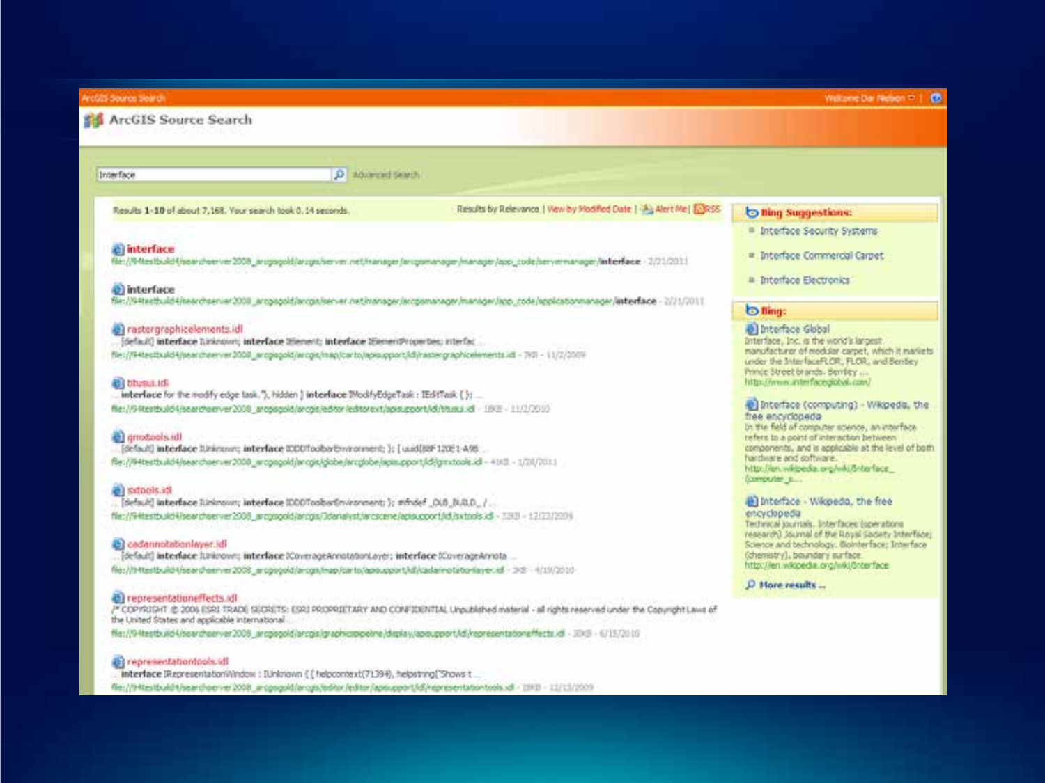ArcGIS Source Search                                                                 Welcome Dar Nelson

# ArcGIS Source Search

Interface   Advanced Search

Results 1-10 of about 7,168. Your search took 0.14 seconds.   Results by Relevance | View by Modified Date | Alert Me | RSS

**interface**
file://94testbuild4/searchserver2008_arcgisgold/arcgis/server.net/manager/arcgismanager/manager/app_code/servermanager/**interface** - 2/21/2011

**interface**
file://94testbuild4/searchserver2008_arcgisgold/arcgis/server.net/manager/arcgismanager/manager/app_code/applicationmanager/**interface** - 2/21/2011

**rastergraphicelements.idl**
... [default] **interface** IUnknown; **interface** IElement; **interface** IElementProperties; interfac ...
file://94testbuild4/searchserver2008_arcgisgold/arcgis/map/carto/apisupport/idl/rastergraphicelements.idl - 7KB - 11/2/2009

**titusui.idl**
... **interface** for the modify edge task. "), hidden ] **interface** IModifyEdgeTask : IEditTask { }; ...
file://94testbuild4/searchserver2008_arcgisgold/arcgis/editor/editorext/apisupport/idl/titusui.idl - 18KB - 11/2/2010

**gmxtools.idl**
... [default] **interface** IUnknown; **interface** IDDDToolbarEnvironment; }; [ uuid(88F120E1-A98 ...
file://94testbuild4/searchserver2008_arcgisgold/arcgis/globe/arcglobe/apisupport/idl/gmxtools.idl - 41KB - 1/28/2011

**sxtools.idl**
... [default] **interface** IUnknown; **interface** IDDDToolbarEnvironment; }; #ifndef _OLB_BUILD_ / ...
file://94testbuild4/searchserver2008_arcgisgold/arcgis/3danalyst/arcscene/apisupport/idl/sxtools.idl - 22KB - 12/22/2009

**cadannotationlayer.idl**
... [default] **interface** IUnknown; **interface** ICoverageAnnotationLayer; **interface** ICoverageAnnota ...
file://94testbuild4/searchserver2008_arcgisgold/arcgis/map/carto/apisupport/idl/cadannotationlayer.idl - 3KB - 4/19/2010

**representationeffects.idl**
/* COPYRIGHT © 2006 ESRI TRADE SECRETS: ESRI PROPRIETARY AND CONFIDENTIAL Unpublished material - all rights reserved under the Copyright Laws of the United States and applicable international ...
file://94testbuild4/searchserver2008_arcgisgold/arcgis/graphicspipeline/display/apisupport/idl/representationeffects.idl - 30KB - 6/15/2010

**representationtools.idl**
... **interface** IRepresentationWindow : IUnknown { [ helpcontext(71394), helpstring("Shows t ...
file://94testbuild4/searchserver2008_arcgisgold/arcgis/editor/editor/apisupport/idl/representationtools.idl - 19KB - 12/13/2009

**Bing Suggestions:**

- Interface Security Systems
- Interface Commercial Carpet
- Interface Electronics

**Bing:**

**Interface Global**
Interface, Inc. is the world's largest manufacturer of modular carpet, which it markets under the InterfaceFLOR, FLOR, and Bentley Prince Street brands. Bentley ...
http://www.interfaceglobal.com/

**Interface (computing) - Wikipedia, the free encyclopedia**
In the field of computer science, an interface refers to a point of interaction between components, and is applicable at the level of both hardware and software.
http://en.wikipedia.org/wiki/Interface_(computer_s...

**Interface - Wikipedia, the free encyclopedia**
Technical journals. Interfaces (operations research) Journal of the Royal Society Interface; Science and technology. Biointerface; Interface (chemistry), boundary surface
http://en.wikipedia.org/wiki/Interface

More results ...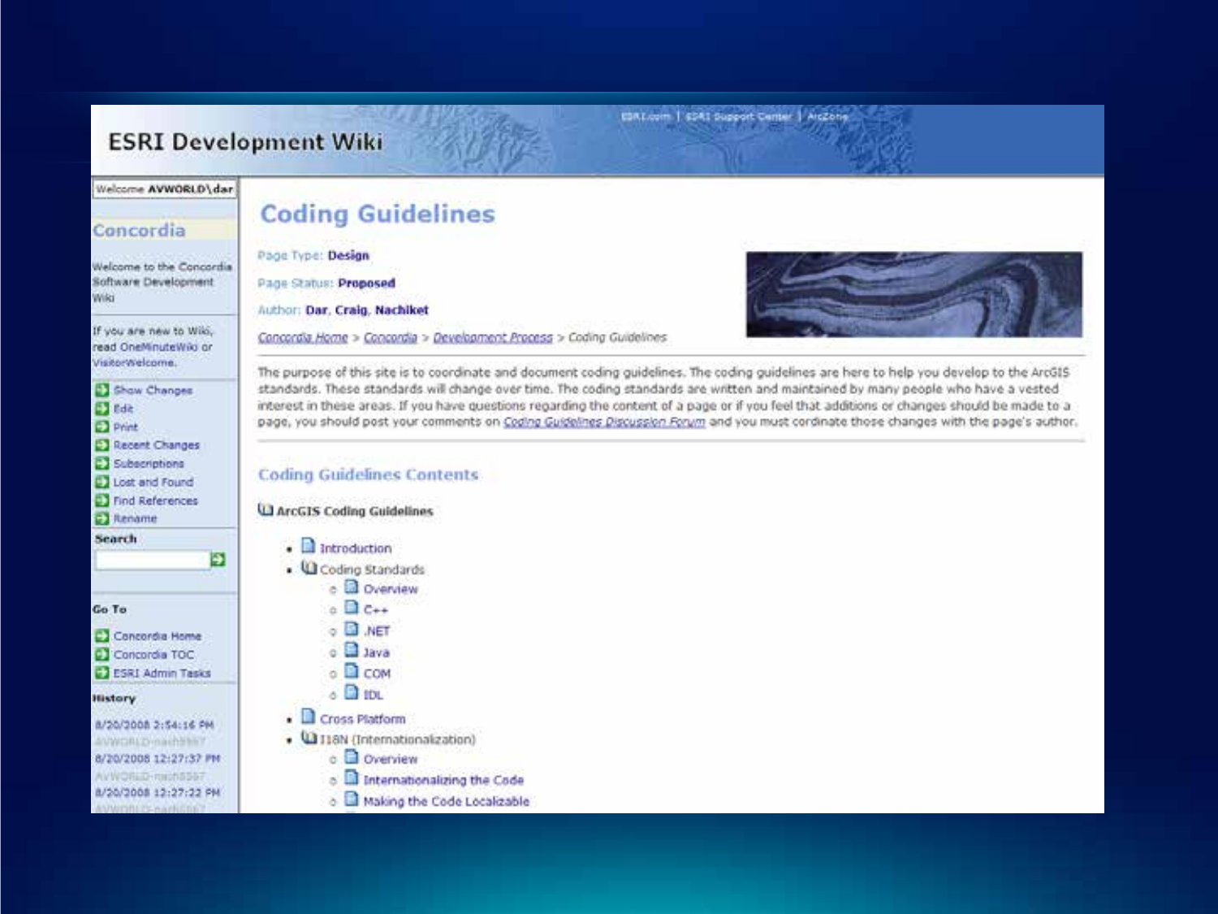# ESRI Development Wiki

ESRI.com | ESRI Support Center | ArcZone

Welcome AVWORLD\dar

## Concordia

Welcome to the Concordia Software Development Wiki

If you are new to Wiki, read OneMinuteWiki or VisitorWelcome.

- Show Changes
- Edit
- Print
- Recent Changes
- Subscriptions
- Lost and Found
- Find References
- Rename

**Search**

**Go To**

- Concordia Home
- Concordia TOC
- ESRI Admin Tasks

**History**

8/20/2008 2:54:16 PM
AVWORLD-nach5567
8/20/2008 12:27:37 PM
AVWORLD-nach5567
8/20/2008 12:27:22 PM
AVWORLD-nach5567

# Coding Guidelines

Page Type: **Design**

Page Status: **Proposed**

Author: **Dar, Craig, Nachiket**

*Concordia Home* > *Concordia* > *Development Process* > *Coding Guidelines*

The purpose of this site is to coordinate and document coding guidelines. The coding guidelines are here to help you develop to the ArcGIS standards. These standards will change over time. The coding standards are written and maintained by many people who have a vested interest in these areas. If you have questions regarding the content of a page or if you feel that additions or changes should be made to a page, you should post your comments on *Coding Guidelines Discussion Forum* and you must cordinate those changes with the page's author.

## Coding Guidelines Contents

**ArcGIS Coding Guidelines**

- Introduction
- Coding Standards
  - Overview
  - C++
  - .NET
  - Java
  - COM
  - IDL
- Cross Platform
- I18N (Internationalization)
  - Overview
  - Internationalizing the Code
  - Making the Code Localizable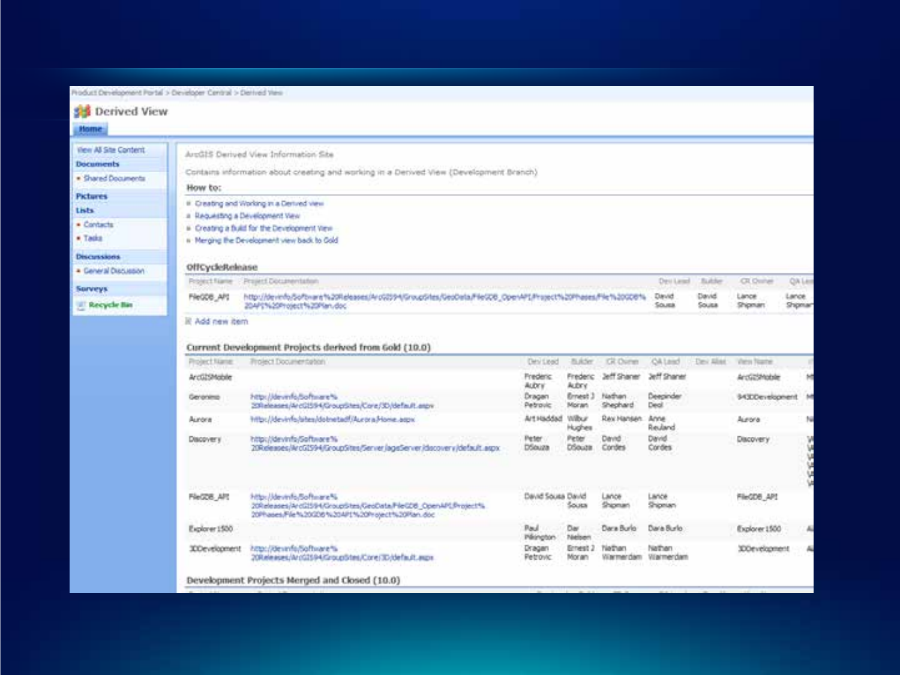Product Development Portal > Developer Central > Derived View

# Derived View

Home

- View All Site Content
- **Documents**
  - Shared Documents
- **Pictures**
- **Lists**
  - Contacts
  - Tasks
- **Discussions**
  - General Discussion
- **Surveys**
- Recycle Bin

ArcGIS Derived View Information Site

Contains information about creating and working in a Derived View (Development Branch)

**How to:**

- Creating and Working in a Derived view
- Requesting a Development View
- Creating a Build for the Development View
- Merging the Development view back to Gold

## OffCycleRelease

| Project Name | Project Documentation | Dev Lead | Builder | CR Owner | QA Lead |
|---|---|---|---|---|---|
| FileGDB_API | http://devinfo/Software%20Releases/ArcGIS94/GroupSites/GeoData/FileGDB_OpenAPI/Project%20Phases/File%20GDB%20API%20Project%20Plan.doc | David Sousa | David Sousa | Lance Shipman | Lance Shipman |

Add new item

## Current Development Projects derived from Gold (10.0)

| Project Name | Project Documentation | Dev Lead | Builder | CR Owner | QA Lead | Dev Alias | View Name |
|---|---|---|---|---|---|---|---|
| ArcGISMobile | | Frederic Aubry | Frederic Aubry | Jeff Shaner | Jeff Shaner | | ArcGISMobile |
| Geronimo | http://devinfo/Software%20Releases/ArcGIS94/GroupSites/Core/3D/default.aspx | Dragan Petrovic | Ernest J Moran | Nathan Shephard | Deepinder Deol | | 943DDevelopment |
| Aurora | http://devinfo/sites/dotnetadf/Aurora/Home.aspx | Art Haddad | Wilbur Hughes | Rex Hansen | Anne Reuland | | Aurora |
| Discovery | http://devinfo/Software%20Releases/ArcGIS94/GroupSites/Server/ageServer/discovery/default.aspx | Peter DSouza | Peter DSouza | David Cordes | David Cordes | | Discovery |
| FileGDB_API | http://devinfo/Software%20Releases/ArcGIS94/GroupSites/GeoData/FileGDB_OpenAPI/Project%20Phases/File%20GDB%20API%20Project%20Plan.doc | David Sousa | David Sousa | Lance Shipman | Lance Shipman | | FileGDB_API |
| Explorer1500 | | Paul Pilkington | Dar Nielsen | Dara Burlo | Dara Burlo | | Explorer1500 |
| 3DDevelopment | http://devinfo/Software%20Releases/ArcGIS94/GroupSites/Core/3D/default.aspx | Dragan Petrovic | Ernest J Moran | Nathan Warmerdam | Nathan Warmerdam | | 3DDevelopment |

## Development Projects Merged and Closed (10.0)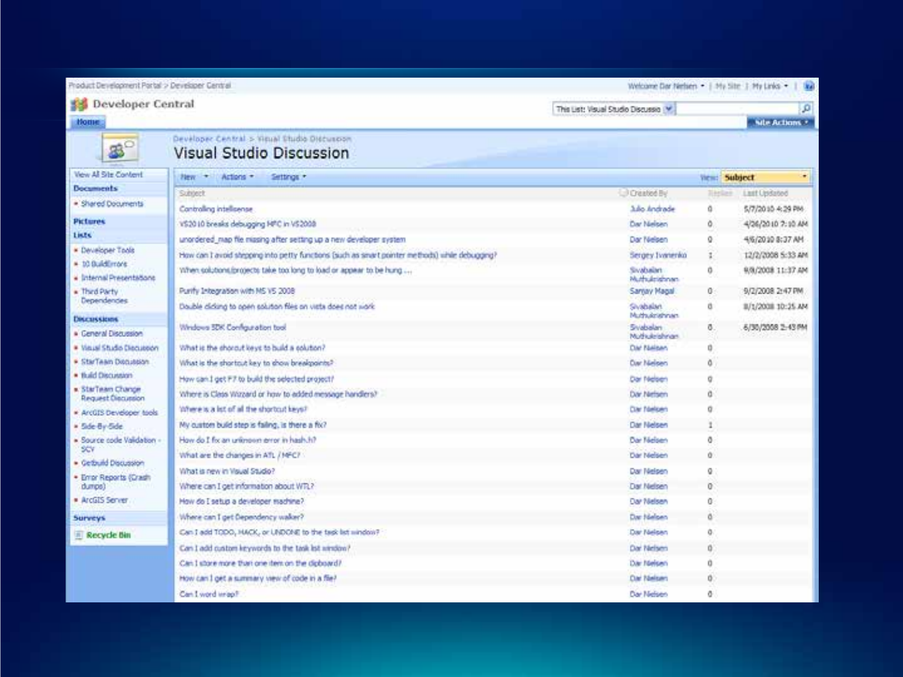Product Development Portal > Developer Central

Welcome Dar Nielsen | My Site | My Links

# Developer Central

Home

This List: Visual Studio Discussio

Site Actions

Developer Central > Visual Studio Discussion

## Visual Studio Discussion

- View All Site Content
- **Documents**
  - Shared Documents
- **Pictures**
- **Lists**
  - Developer Tools
  - 10 BuildErrors
  - Internal Presentations
  - Third Party Dependencies
- **Discussions**
  - General Discussion
  - Visual Studio Discussion
  - StarTeam Discussion
  - Build Discussion
  - StarTeam Change Request Discussion
  - ArcGIS Developer tools
  - Side-By-Side
  - Source code Validation - SCV
  - Getbuild Discussion
  - Error Reports (Crash dumps)
  - ArcGIS Server
- **Surveys**
- Recycle Bin

New | Actions | Settings | View: Subject

| Subject | Created By | Replies | Last Updated |
|---|---|---|---|
| Controlling intellisense | Julio Andrade | 0 | 5/7/2010 4:29 PM |
| VS2010 breaks debugging MFC in VS2008 | Dar Nielsen | 0 | 4/26/2010 7:10 AM |
| unordered_map file missing after setting up a new developer system | Dar Nielsen | 0 | 4/6/2010 8:37 AM |
| How can I avoid stepping into petty functions (such as smart pointer methods) while debugging? | Sergey Ivanenko | 1 | 12/2/2008 5:33 AM |
| When solutions/projects take too long to load or appear to be hung ... | Sivabalan Muthukrishnan | 0 | 9/9/2008 11:37 AM |
| Purify Integration with MS VS 2008 | Sanjay Magal | 0 | 9/2/2008 2:47 PM |
| Double clicking to open solution files on vista does not work | Sivabalan Muthukrishnan | 0 | 8/1/2008 10:25 AM |
| Windows SDK Configuration tool | Sivabalan Muthukrishnan | 0 | 6/30/2008 2:43 PM |
| What is the shortcut keys to build a solution? | Dar Nielsen | 0 | |
| What is the shortcut key to show breakpoints? | Dar Nielsen | 0 | |
| How can I get F7 to build the selected project? | Dar Nielsen | 0 | |
| Where is Class Wizard or how to added message handlers? | Dar Nielsen | 0 | |
| Where is a list of all the shortcut keys? | Dar Nielsen | 0 | |
| My custom build step is failing, is there a fix? | Dar Nielsen | 1 | |
| How do I fix an unknown error in hash.h? | Dar Nielsen | 0 | |
| What are the changes in ATL / MFC? | Dar Nielsen | 0 | |
| What is new in Visual Studio? | Dar Nielsen | 0 | |
| Where can I get information about WTL? | Dar Nielsen | 0 | |
| How do I setup a developer machine? | Dar Nielsen | 0 | |
| Where can I get Dependency walker? | Dar Nielsen | 0 | |
| Can I add TODO, HACK, or UNDONE to the task list window? | Dar Nielsen | 0 | |
| Can I add custom keywords to the task list window? | Dar Nielsen | 0 | |
| Can I store more than one item on the clipboard? | Dar Nielsen | 0 | |
| How can I get a summary view of code in a file? | Dar Nielsen | 0 | |
| Can I word wrap? | Dar Nielsen | 0 | |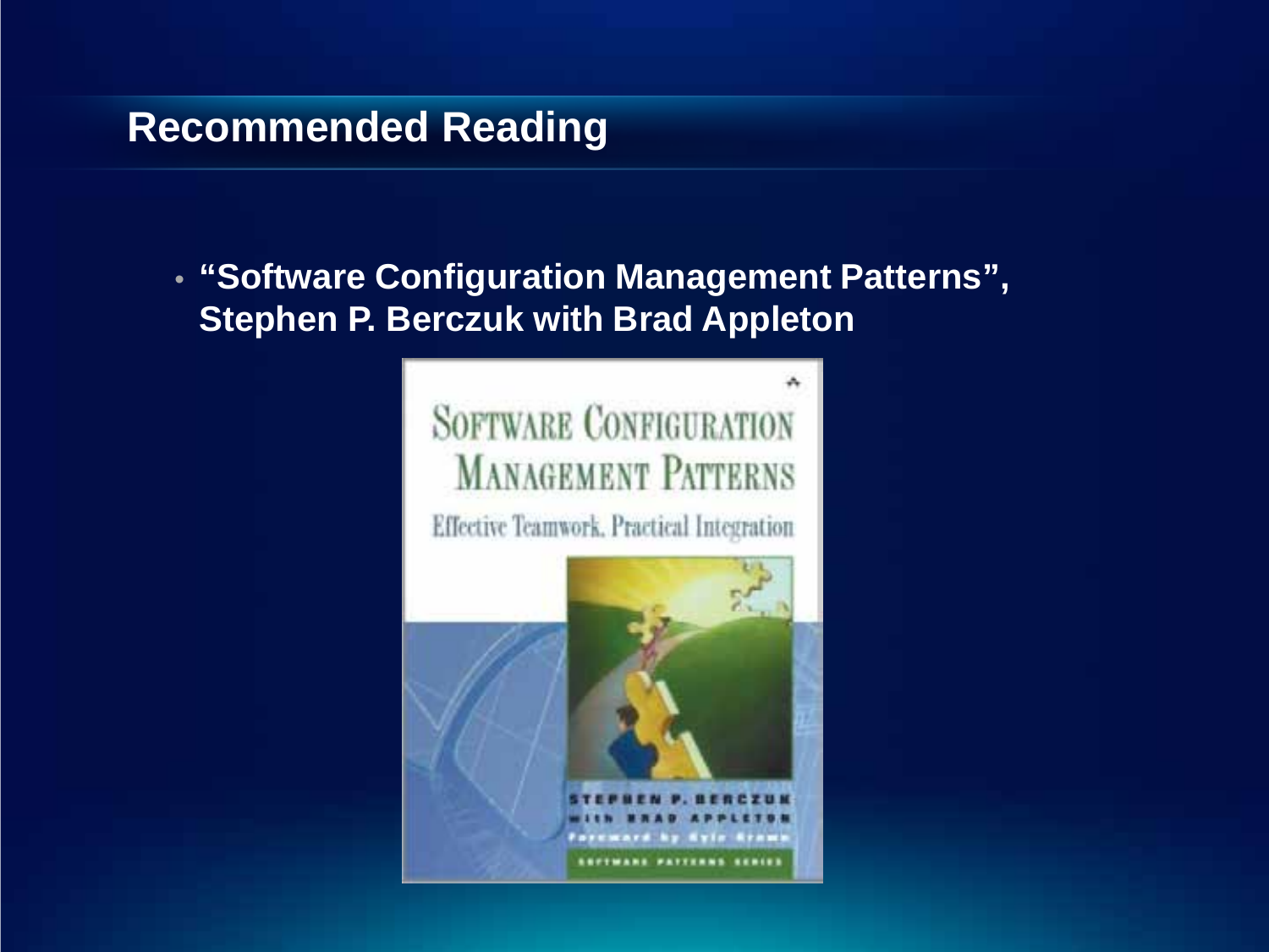## Recommended Reading

- **"Software Configuration Management Patterns", Stephen P. Berczuk with Brad Appleton**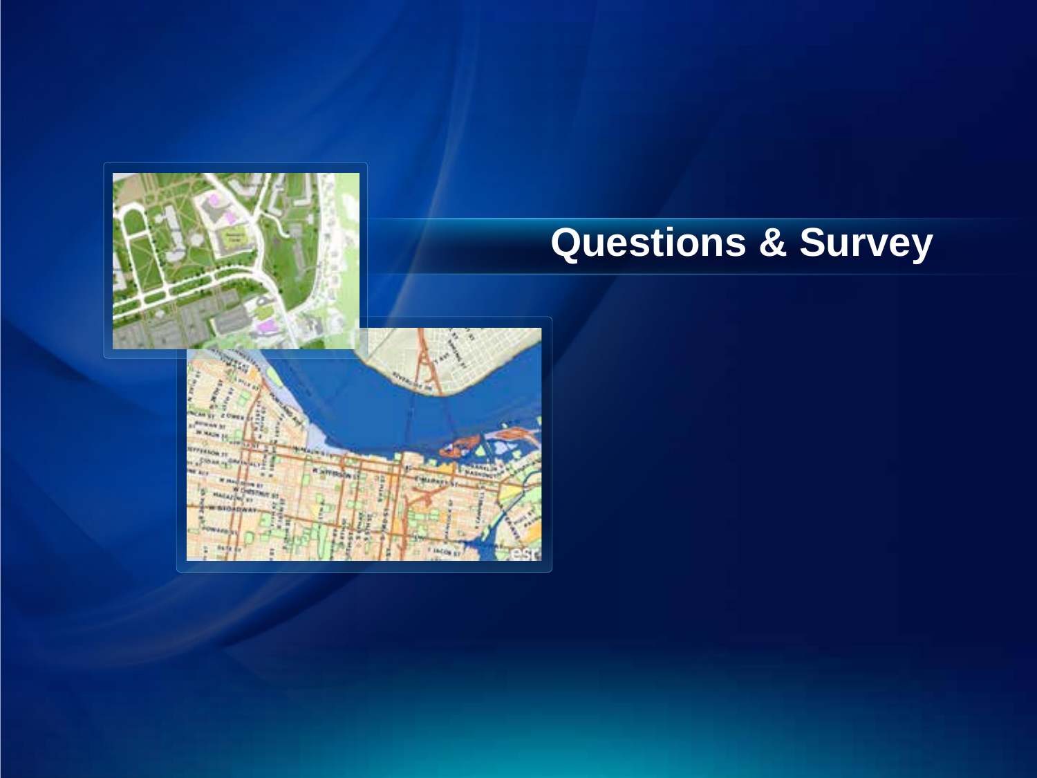# Questions & Survey